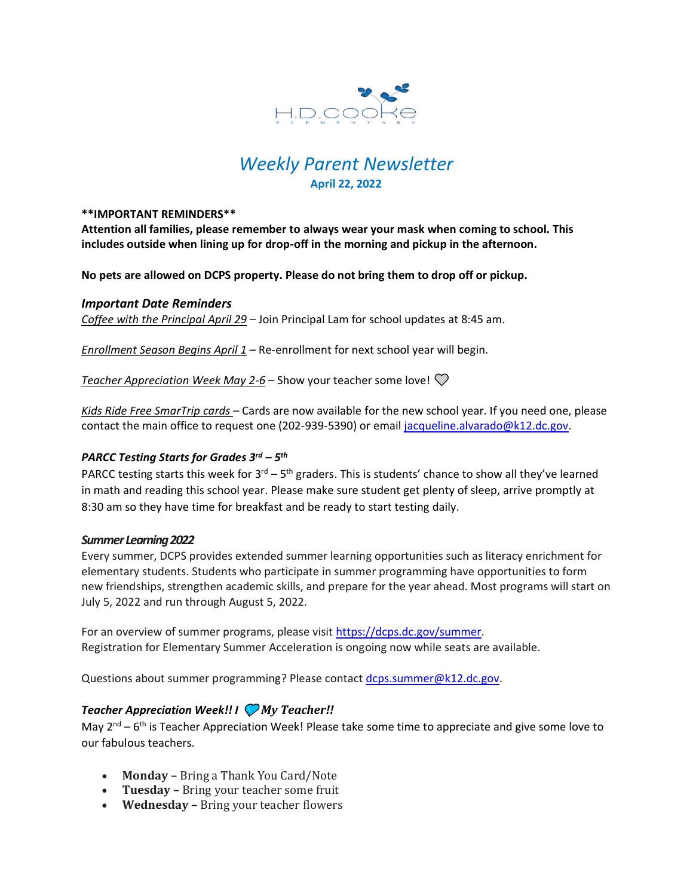H.D. COOKE ELEMENTARY

# *Weekly Parent Newsletter*

**April 22, 2022**

****IMPORTANT REMINDERS****

**Attention all families, please remember to always wear your mask when coming to school. This includes outside when lining up for drop-off in the morning and pickup in the afternoon.**

**No pets are allowed on DCPS property. Please do not bring them to drop off or pickup.**

### *Important Date Reminders*

*Coffee with the Principal April 29* – Join Principal Lam for school updates at 8:45 am.

*Enrollment Season Begins April 1* – Re-enrollment for next school year will begin.

*Teacher Appreciation Week May 2-6* – Show your teacher some love! ♡

*Kids Ride Free SmarTrip cards* – Cards are now available for the new school year. If you need one, please contact the main office to request one (202-939-5390) or email jacqueline.alvarado@k12.dc.gov.

### *PARCC Testing Starts for Grades 3rd – 5th*

PARCC testing starts this week for 3rd – 5th graders. This is students' chance to show all they've learned in math and reading this school year. Please make sure student get plenty of sleep, arrive promptly at 8:30 am so they have time for breakfast and be ready to start testing daily.

### *Summer Learning 2022*

Every summer, DCPS provides extended summer learning opportunities such as literacy enrichment for elementary students. Students who participate in summer programming have opportunities to form new friendships, strengthen academic skills, and prepare for the year ahead. Most programs will start on July 5, 2022 and run through August 5, 2022.

For an overview of summer programs, please visit https://dcps.dc.gov/summer.
Registration for Elementary Summer Acceleration is ongoing now while seats are available.

Questions about summer programming? Please contact dcps.summer@k12.dc.gov.

### *Teacher Appreciation Week!! I ♡ My Teacher!!*

May 2nd – 6th is Teacher Appreciation Week! Please take some time to appreciate and give some love to our fabulous teachers.

- **Monday –** Bring a Thank You Card/Note
- **Tuesday –** Bring your teacher some fruit
- **Wednesday –** Bring your teacher flowers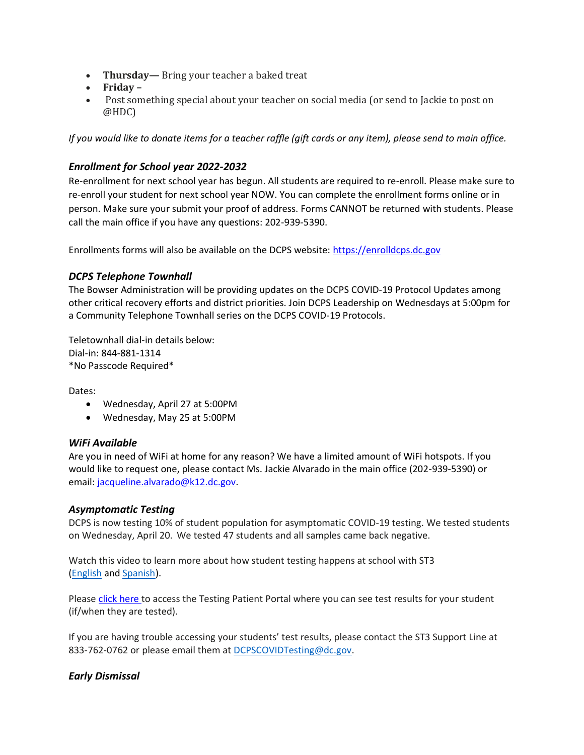- **Thursday—** Bring your teacher a baked treat
- **Friday –**
- Post something special about your teacher on social media (or send to Jackie to post on @HDC)

*If you would like to donate items for a teacher raffle (gift cards or any item), please send to main office.*

### *Enrollment for School year 2022-2032*

Re-enrollment for next school year has begun. All students are required to re-enroll. Please make sure to re-enroll your student for next school year NOW. You can complete the enrollment forms online or in person. Make sure your submit your proof of address. Forms CANNOT be returned with students. Please call the main office if you have any questions: 202-939-5390.

Enrollments forms will also be available on the DCPS website: [https://enrolldcps.dc.gov](https://enrolldcps.dc.gov)

### *DCPS Telephone Townhall*

The Bowser Administration will be providing updates on the DCPS COVID-19 Protocol Updates among other critical recovery efforts and district priorities. Join DCPS Leadership on Wednesdays at 5:00pm for a Community Telephone Townhall series on the DCPS COVID-19 Protocols.

Teletownhall dial-in details below:
Dial-in: 844-881-1314
*No Passcode Required*

Dates:

- Wednesday, April 27 at 5:00PM
- Wednesday, May 25 at 5:00PM

### *WiFi Available*

Are you in need of WiFi at home for any reason? We have a limited amount of WiFi hotspots. If you would like to request one, please contact Ms. Jackie Alvarado in the main office (202-939-5390) or email: jacqueline.alvarado@k12.dc.gov.

### *Asymptomatic Testing*

DCPS is now testing 10% of student population for asymptomatic COVID-19 testing. We tested students on Wednesday, April 20. We tested 47 students and all samples came back negative.

Watch this video to learn more about how student testing happens at school with ST3 (English and Spanish).

Please click here to access the Testing Patient Portal where you can see test results for your student (if/when they are tested).

If you are having trouble accessing your students' test results, please contact the ST3 Support Line at 833-762-0762 or please email them at DCPSCOVIDTesting@dc.gov.

### *Early Dismissal*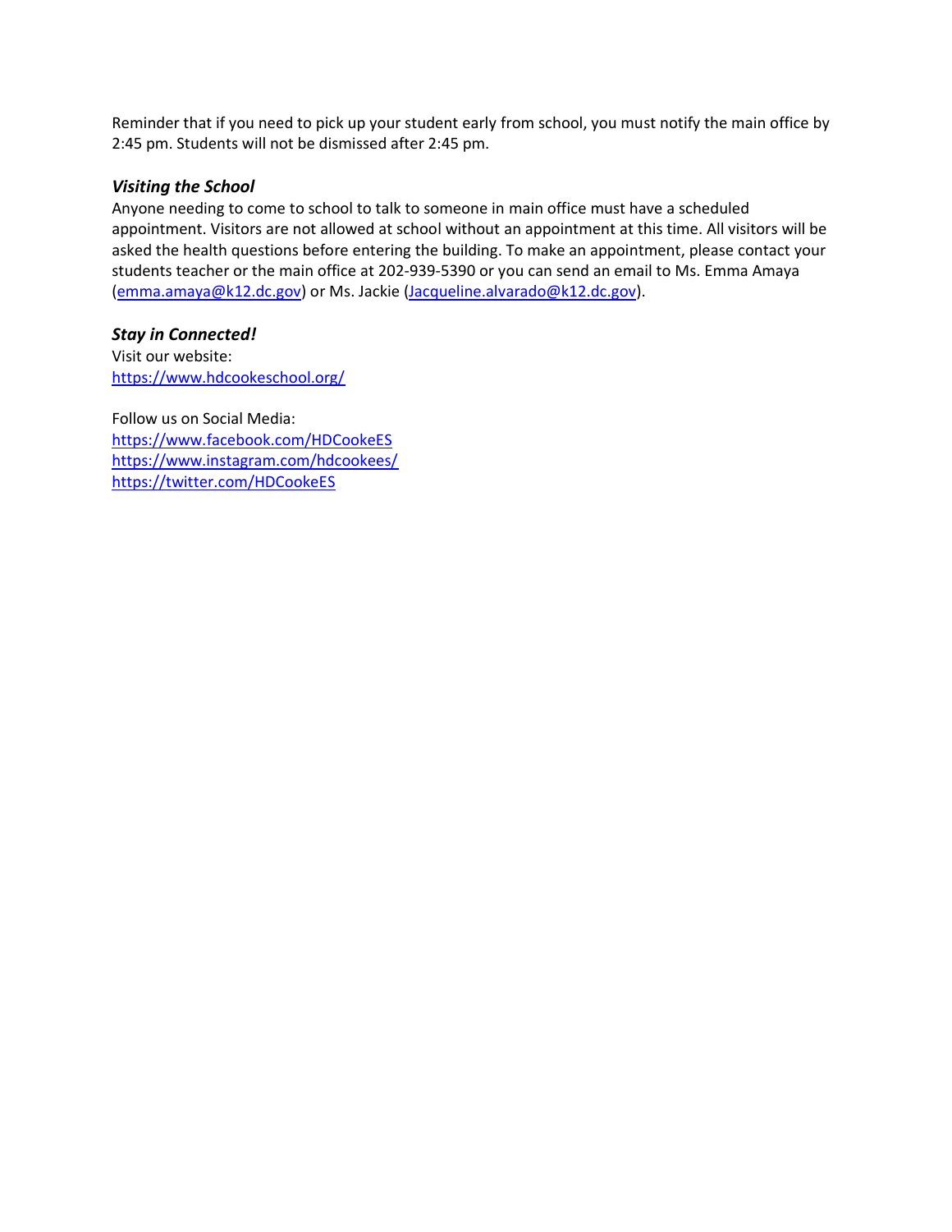Reminder that if you need to pick up your student early from school, you must notify the main office by 2:45 pm. Students will not be dismissed after 2:45 pm.

### *Visiting the School*

Anyone needing to come to school to talk to someone in main office must have a scheduled appointment. Visitors are not allowed at school without an appointment at this time. All visitors will be asked the health questions before entering the building. To make an appointment, please contact your students teacher or the main office at 202-939-5390 or you can send an email to Ms. Emma Amaya (emma.amaya@k12.dc.gov) or Ms. Jackie (Jacqueline.alvarado@k12.dc.gov).

### *Stay in Connected!*

Visit our website:
https://www.hdcookeschool.org/

Follow us on Social Media:
https://www.facebook.com/HDCookeES
https://www.instagram.com/hdcookees/
https://twitter.com/HDCookeES